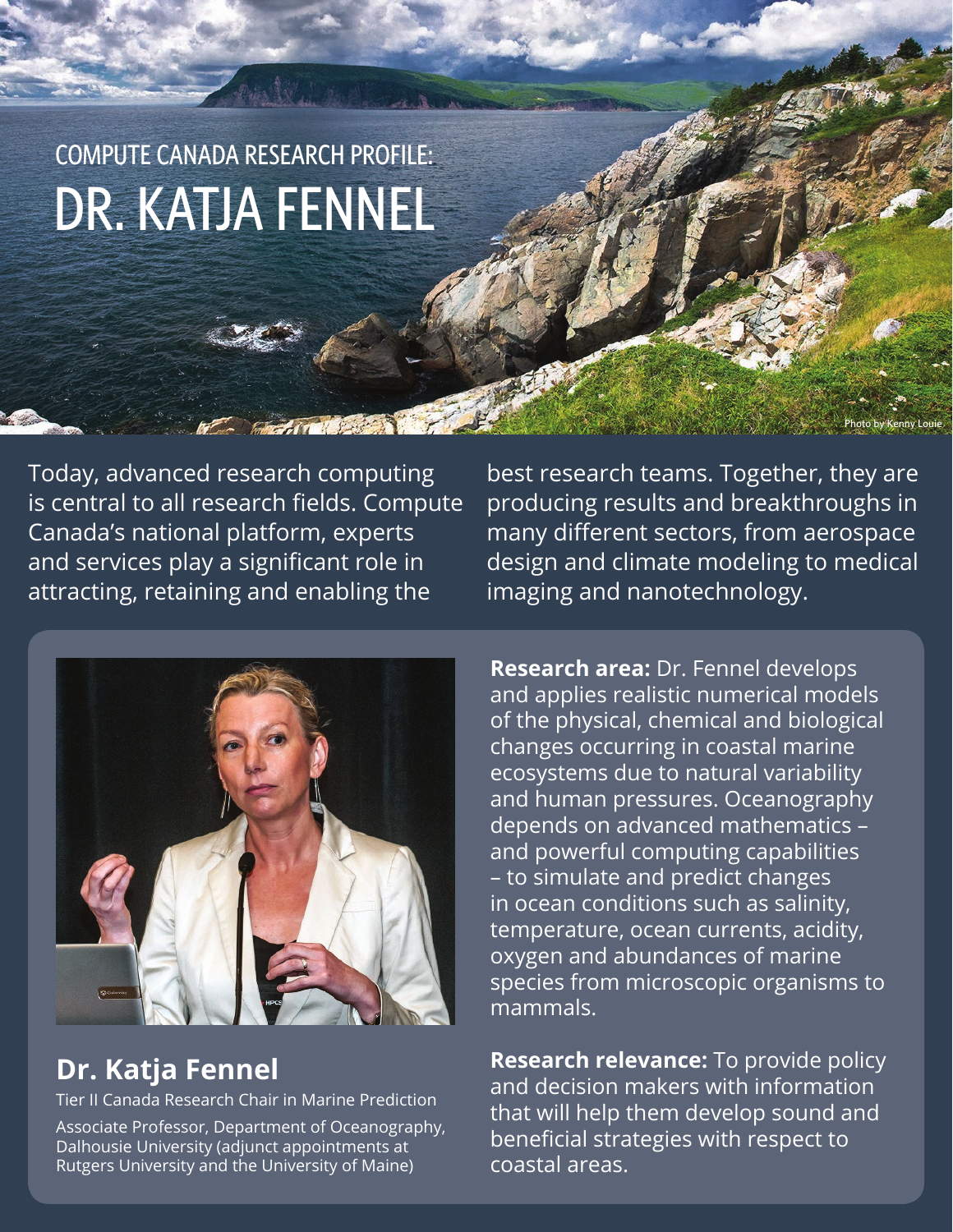## COMPUTE CANADA RESEARCH PROFILE:

# DR. KATJA FENNEL

Photo by Kenny Louie

Today, advanced research computing is central to all research fields. Compute Canada's national platform, experts and services play a significant role in attracting, retaining and enabling the best research teams. Together, they are producing results and breakthroughs in many different sectors, from aerospace design and climate modeling to medical imaging and nanotechnology.

## Dr. Katja Fennel

Tier II Canada Research Chair in Marine Prediction

Associate Professor, Department of Oceanography, Dalhousie University (adjunct appointments at Rutgers University and the University of Maine)

**Research area:** Dr. Fennel develops and applies realistic numerical models of the physical, chemical and biological changes occurring in coastal marine ecosystems due to natural variability and human pressures. Oceanography depends on advanced mathematics – and powerful computing capabilities – to simulate and predict changes in ocean conditions such as salinity, temperature, ocean currents, acidity, oxygen and abundances of marine species from microscopic organisms to mammals.

**Research relevance:** To provide policy and decision makers with information that will help them develop sound and beneficial strategies with respect to coastal areas.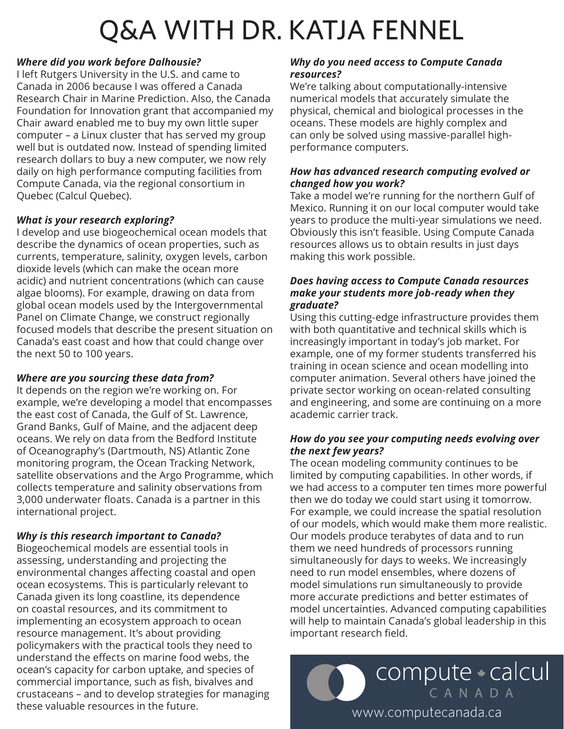# Q&A WITH DR. KATJA FENNEL

***Where did you work before Dalhousie?***

I left Rutgers University in the U.S. and came to Canada in 2006 because I was offered a Canada Research Chair in Marine Prediction. Also, the Canada Foundation for Innovation grant that accompanied my Chair award enabled me to buy my own little super computer – a Linux cluster that has served my group well but is outdated now. Instead of spending limited research dollars to buy a new computer, we now rely daily on high performance computing facilities from Compute Canada, via the regional consortium in Quebec (Calcul Quebec).

***What is your research exploring?***

I develop and use biogeochemical ocean models that describe the dynamics of ocean properties, such as currents, temperature, salinity, oxygen levels, carbon dioxide levels (which can make the ocean more acidic) and nutrient concentrations (which can cause algae blooms). For example, drawing on data from global ocean models used by the Intergovernmental Panel on Climate Change, we construct regionally focused models that describe the present situation on Canada's east coast and how that could change over the next 50 to 100 years.

***Where are you sourcing these data from?***

It depends on the region we're working on. For example, we're developing a model that encompasses the east cost of Canada, the Gulf of St. Lawrence, Grand Banks, Gulf of Maine, and the adjacent deep oceans. We rely on data from the Bedford Institute of Oceanography's (Dartmouth, NS) Atlantic Zone monitoring program, the Ocean Tracking Network, satellite observations and the Argo Programme, which collects temperature and salinity observations from 3,000 underwater floats. Canada is a partner in this international project.

***Why is this research important to Canada?***

Biogeochemical models are essential tools in assessing, understanding and projecting the environmental changes affecting coastal and open ocean ecosystems. This is particularly relevant to Canada given its long coastline, its dependence on coastal resources, and its commitment to implementing an ecosystem approach to ocean resource management. It's about providing policymakers with the practical tools they need to understand the effects on marine food webs, the ocean's capacity for carbon uptake, and species of commercial importance, such as fish, bivalves and crustaceans – and to develop strategies for managing these valuable resources in the future.

***Why do you need access to Compute Canada resources?***

We're talking about computationally-intensive numerical models that accurately simulate the physical, chemical and biological processes in the oceans. These models are highly complex and can only be solved using massive-parallel high-performance computers.

***How has advanced research computing evolved or changed how you work?***

Take a model we're running for the northern Gulf of Mexico. Running it on our local computer would take years to produce the multi-year simulations we need. Obviously this isn't feasible. Using Compute Canada resources allows us to obtain results in just days making this work possible.

***Does having access to Compute Canada resources make your students more job-ready when they graduate?***

Using this cutting-edge infrastructure provides them with both quantitative and technical skills which is increasingly important in today's job market. For example, one of my former students transferred his training in ocean science and ocean modelling into computer animation. Several others have joined the private sector working on ocean-related consulting and engineering, and some are continuing on a more academic carrier track.

***How do you see your computing needs evolving over the next few years?***

The ocean modeling community continues to be limited by computing capabilities. In other words, if we had access to a computer ten times more powerful then we do today we could start using it tomorrow. For example, we could increase the spatial resolution of our models, which would make them more realistic. Our models produce terabytes of data and to run them we need hundreds of processors running simultaneously for days to weeks. We increasingly need to run model ensembles, where dozens of model simulations run simultaneously to provide more accurate predictions and better estimates of model uncertainties. Advanced computing capabilities will help to maintain Canada's global leadership in this important research field.

compute • calcul
CANADA

www.computecanada.ca